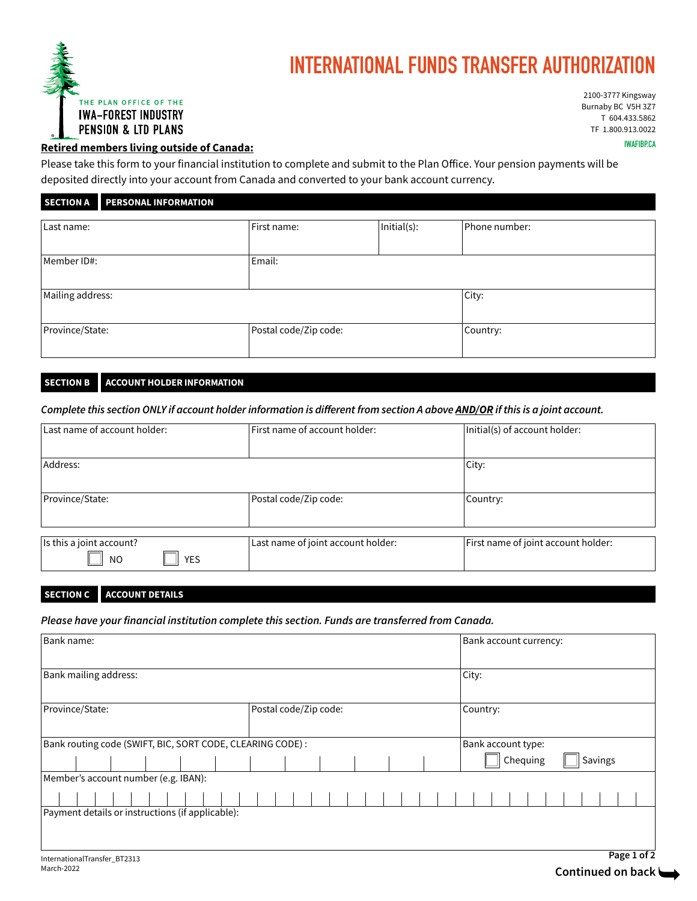THE PLAN OFFICE OF THE
IWA–FOREST INDUSTRY
PENSION & LTD PLANS

# INTERNATIONAL FUNDS TRANSFER AUTHORIZATION

2100-3777 Kingsway
Burnaby BC V5H 3Z7
T 604.433.5862
TF 1.800.913.0022

IWAFIBP.CA

**Retired members living outside of Canada:**

Please take this form to your financial institution to complete and submit to the Plan Office. Your pension payments will be deposited directly into your account from Canada and converted to your bank account currency.

## SECTION A PERSONAL INFORMATION

| Last name: | First name: | Initial(s): | Phone number: |
|---|---|---|---|
| Member ID#: | Email: | | |
| Mailing address: | | | City: |
| Province/State: | Postal code/Zip code: | | Country: |

## SECTION B ACCOUNT HOLDER INFORMATION

***Complete this section ONLY if account holder information is different from section A above AND/OR if this is a joint account.***

| Last name of account holder: | First name of account holder: | Initial(s) of account holder: |
|---|---|---|
| Address: | | City: |
| Province/State: | Postal code/Zip code: | Country: |

| Is this a joint account? ☐ NO ☐ YES | Last name of joint account holder: | First name of joint account holder: |
|---|---|---|

## SECTION C ACCOUNT DETAILS

***Please have your financial institution complete this section. Funds are transferred from Canada.***

| Bank name: | | Bank account currency: |
|---|---|---|
| Bank mailing address: | | City: |
| Province/State: | Postal code/Zip code: | Country: |
| Bank routing code (SWIFT, BIC, SORT CODE, CLEARING CODE) : | | Bank account type: ☐ Chequing ☐ Savings |
| Member's account number (e.g. IBAN): | | |
| Payment details or instructions (if applicable): | | |

InternationalTransfer_BT2313
March-2022

Continued on back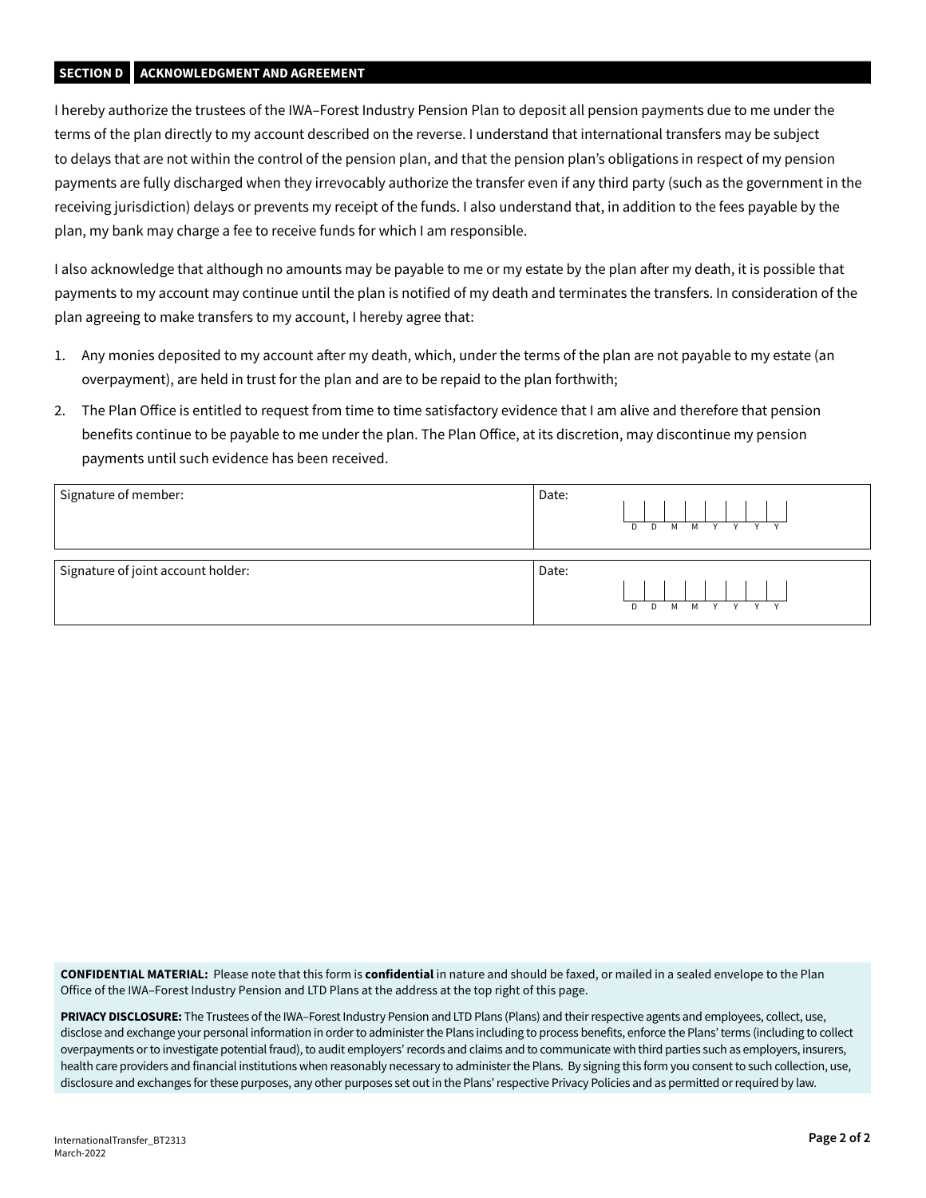## SECTION D ACKNOWLEDGMENT AND AGREEMENT

I hereby authorize the trustees of the IWA–Forest Industry Pension Plan to deposit all pension payments due to me under the terms of the plan directly to my account described on the reverse. I understand that international transfers may be subject to delays that are not within the control of the pension plan, and that the pension plan's obligations in respect of my pension payments are fully discharged when they irrevocably authorize the transfer even if any third party (such as the government in the receiving jurisdiction) delays or prevents my receipt of the funds. I also understand that, in addition to the fees payable by the plan, my bank may charge a fee to receive funds for which I am responsible.

I also acknowledge that although no amounts may be payable to me or my estate by the plan after my death, it is possible that payments to my account may continue until the plan is notified of my death and terminates the transfers. In consideration of the plan agreeing to make transfers to my account, I hereby agree that:

1. Any monies deposited to my account after my death, which, under the terms of the plan are not payable to my estate (an overpayment), are held in trust for the plan and are to be repaid to the plan forthwith;
2. The Plan Office is entitled to request from time to time satisfactory evidence that I am alive and therefore that pension benefits continue to be payable to me under the plan. The Plan Office, at its discretion, may discontinue my pension payments until such evidence has been received.

| | |
|---|---|
| Signature of member: | Date: D D M M Y Y Y Y |

| | |
|---|---|
| Signature of joint account holder: | Date: D D M M Y Y Y Y |

**CONFIDENTIAL MATERIAL:** Please note that this form is **confidential** in nature and should be faxed, or mailed in a sealed envelope to the Plan Office of the IWA–Forest Industry Pension and LTD Plans at the address at the top right of this page.

**PRIVACY DISCLOSURE:** The Trustees of the IWA–Forest Industry Pension and LTD Plans (Plans) and their respective agents and employees, collect, use, disclose and exchange your personal information in order to administer the Plans including to process benefits, enforce the Plans' terms (including to collect overpayments or to investigate potential fraud), to audit employers' records and claims and to communicate with third parties such as employers, insurers, health care providers and financial institutions when reasonably necessary to administer the Plans. By signing this form you consent to such collection, use, disclosure and exchanges for these purposes, any other purposes set out in the Plans' respective Privacy Policies and as permitted or required by law.

InternationalTransfer_BT2313
March-2022